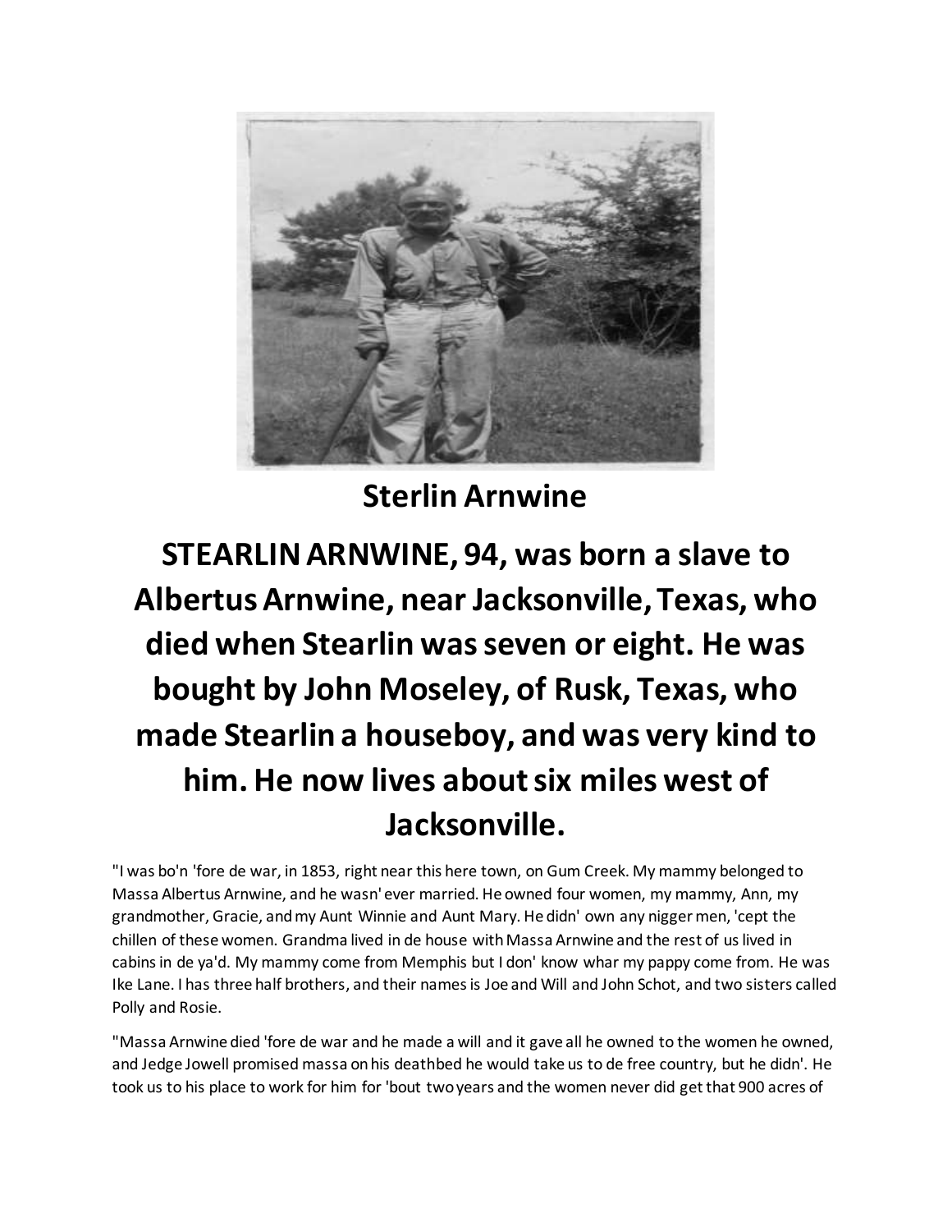## Sterlin Arnwine

# STEARLIN ARNWINE, 94, was born a slave to Albertus Arnwine, near Jacksonville, Texas, who died when Stearlin was seven or eight. He was bought by John Moseley, of Rusk, Texas, who made Stearlin a houseboy, and was very kind to him. He now lives about six miles west of Jacksonville.

"I was bo'n 'fore de war, in 1853, right near this here town, on Gum Creek. My mammy belonged to Massa Albertus Arnwine, and he wasn' ever married. He owned four women, my mammy, Ann, my grandmother, Gracie, and my Aunt Winnie and Aunt Mary. He didn' own any nigger men, 'cept the chillen of these women. Grandma lived in de house with Massa Arnwine and the rest of us lived in cabins in de ya'd. My mammy come from Memphis but I don' know whar my pappy come from. He was Ike Lane. I has three half brothers, and their names is Joe and Will and John Schot, and two sisters called Polly and Rosie.

"Massa Arnwine died 'fore de war and he made a will and it gave all he owned to the women he owned, and Jedge Jowell promised massa on his deathbed he would take us to de free country, but he didn'. He took us to his place to work for him for 'bout two years and the women never did get that 900 acres of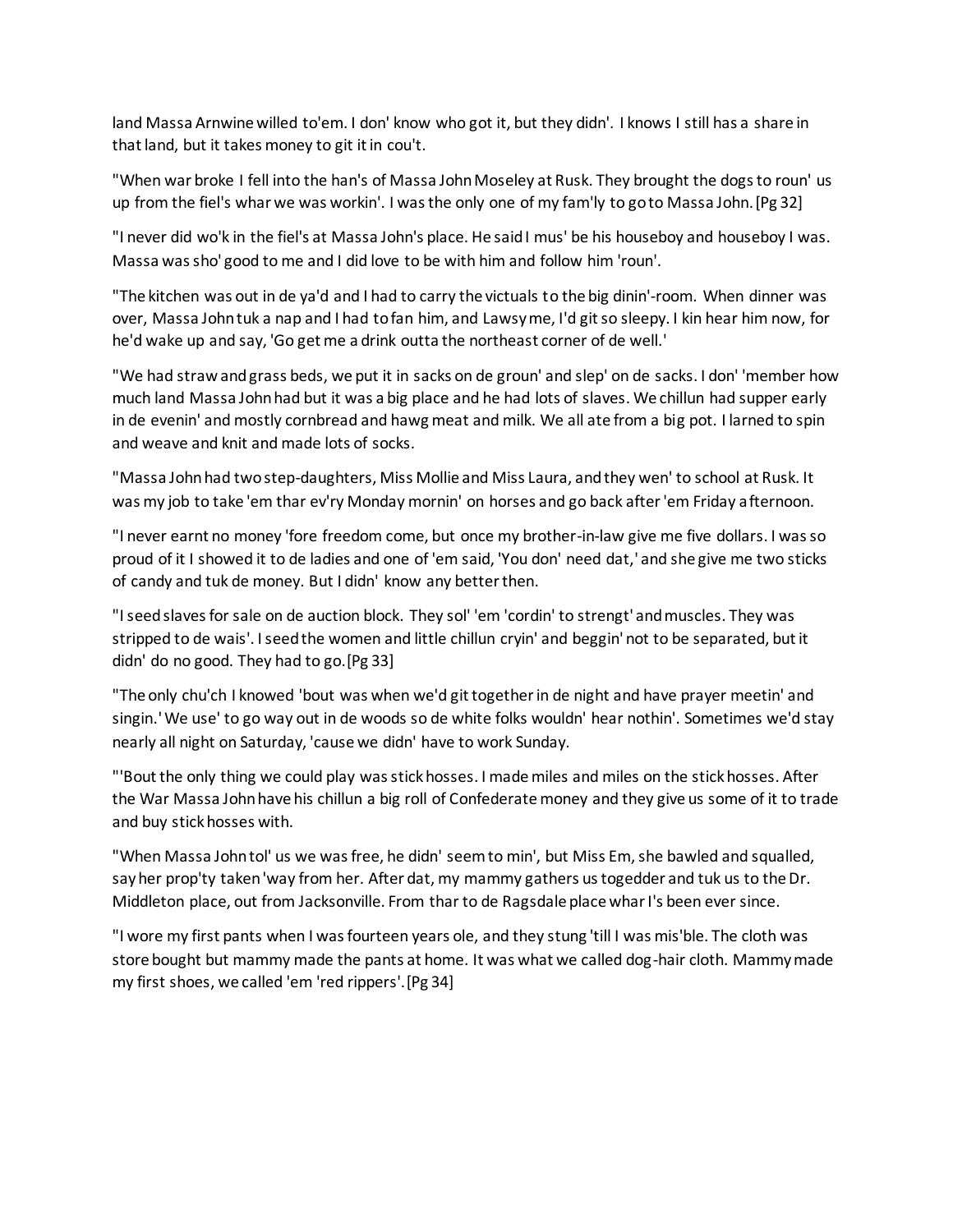land Massa Arnwine willed to'em. I don' know who got it, but they didn'. I knows I still has a share in that land, but it takes money to git it in cou't.

"When war broke I fell into the han's of Massa John Moseley at Rusk. They brought the dogs to roun' us up from the fiel's whar we was workin'. I was the only one of my fam'ly to go to Massa John. [Pg 32]

"I never did wo'k in the fiel's at Massa John's place. He said I mus' be his houseboy and houseboy I was. Massa was sho' good to me and I did love to be with him and follow him 'roun'.

"The kitchen was out in de ya'd and I had to carry the victuals to the big dinin'-room. When dinner was over, Massa John tuk a nap and I had to fan him, and Lawsy me, I'd git so sleepy. I kin hear him now, for he'd wake up and say, 'Go get me a drink outta the northeast corner of de well.'

"We had straw and grass beds, we put it in sacks on de groun' and slep' on de sacks. I don' 'member how much land Massa John had but it was a big place and he had lots of slaves. We chillun had supper early in de evenin' and mostly cornbread and hawg meat and milk. We all ate from a big pot. I larned to spin and weave and knit and made lots of socks.

"Massa John had two step-daughters, Miss Mollie and Miss Laura, and they wen' to school at Rusk. It was my job to take 'em thar ev'ry Monday mornin' on horses and go back after 'em Friday afternoon.

"I never earnt no money 'fore freedom come, but once my brother-in-law give me five dollars. I was so proud of it I showed it to de ladies and one of 'em said, 'You don' need dat,' and she give me two sticks of candy and tuk de money. But I didn' know any better then.

"I seed slaves for sale on de auction block. They sol' 'em 'cordin' to strengt' and muscles. They was stripped to de wais'. I seed the women and little chillun cryin' and beggin' not to be separated, but it didn' do no good. They had to go. [Pg 33]

"The only chu'ch I knowed 'bout was when we'd git together in de night and have prayer meetin' and singin.' We use' to go way out in de woods so de white folks wouldn' hear nothin'. Sometimes we'd stay nearly all night on Saturday, 'cause we didn' have to work Sunday.

"'Bout the only thing we could play was stick hosses. I made miles and miles on the stick hosses. After the War Massa John have his chillun a big roll of Confederate money and they give us some of it to trade and buy stick hosses with.

"When Massa John tol' us we was free, he didn' seem to min', but Miss Em, she bawled and squalled, say her prop'ty taken 'way from her. After dat, my mammy gathers us togedder and tuk us to the Dr. Middleton place, out from Jacksonville. From thar to de Ragsdale place whar I's been ever since.

"I wore my first pants when I was fourteen years ole, and they stung 'till I was mis'ble. The cloth was store bought but mammy made the pants at home. It was what we called dog-hair cloth. Mammy made my first shoes, we called 'em 'red rippers'. [Pg 34]